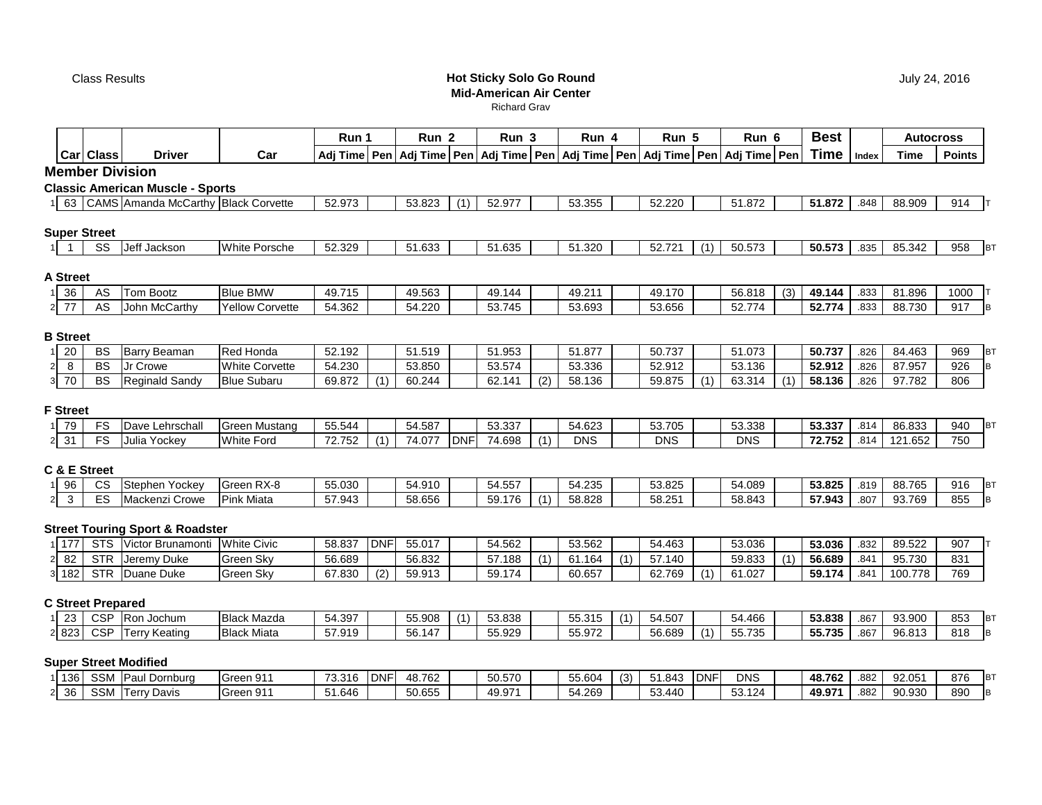Class Results

**Hot Sticky Solo Go Round**
**Mid-American Air Center**
Richard Grav

July 24, 2016

| | Car | Class | Driver | Car | Run 1 Adj Time | Pen | Run 2 Adj Time | Pen | Run 3 Adj Time | Pen | Run 4 Adj Time | Pen | Run 5 Adj Time | Pen | Run 6 Adj Time | Pen | Best Time | Index | Autocross Time | Points | |
|---|---|---|---|---|---|---|---|---|---|---|---|---|---|---|---|---|---|---|---|---|---|
| **Member Division** | | | | | | | | | | | | | | | | | | | | | |
| **Classic American Muscle - Sports** | | | | | | | | | | | | | | | | | | | | | |
| 1 | 63 | CAMS | Amanda McCarthy | Black Corvette | 52.973 | | 53.823 | (1) | 52.977 | | 53.355 | | 52.220 | | 51.872 | | **51.872** | .848 | 88.909 | 914 | T |
| **Super Street** | | | | | | | | | | | | | | | | | | | | | |
| 1 | 1 | SS | Jeff Jackson | White Porsche | 52.329 | | 51.633 | | 51.635 | | 51.320 | | 52.721 | (1) | 50.573 | | **50.573** | .835 | 85.342 | 958 | BT |
| **A Street** | | | | | | | | | | | | | | | | | | | | | |
| 1 | 36 | AS | Tom Bootz | Blue BMW | 49.715 | | 49.563 | | 49.144 | | 49.211 | | 49.170 | | 56.818 | (3) | **49.144** | .833 | 81.896 | 1000 | T |
| 2 | 77 | AS | John McCarthy | Yellow Corvette | 54.362 | | 54.220 | | 53.745 | | 53.693 | | 53.656 | | 52.774 | | **52.774** | .833 | 88.730 | 917 | B |
| **B Street** | | | | | | | | | | | | | | | | | | | | | |
| 1 | 20 | BS | Barry Beaman | Red Honda | 52.192 | | 51.519 | | 51.953 | | 51.877 | | 50.737 | | 51.073 | | **50.737** | .826 | 84.463 | 969 | BT |
| 2 | 8 | BS | Jr Crowe | White Corvette | 54.230 | | 53.850 | | 53.574 | | 53.336 | | 52.912 | | 53.136 | | **52.912** | .826 | 87.957 | 926 | B |
| 3 | 70 | BS | Reginald Sandy | Blue Subaru | 69.872 | (1) | 60.244 | | 62.141 | (2) | 58.136 | | 59.875 | (1) | 63.314 | (1) | **58.136** | .826 | 97.782 | 806 | |
| **F Street** | | | | | | | | | | | | | | | | | | | | | |
| 1 | 79 | FS | Dave Lehrschall | Green Mustang | 55.544 | | 54.587 | | 53.337 | | 54.623 | | 53.705 | | 53.338 | | **53.337** | .814 | 86.833 | 940 | BT |
| 2 | 31 | FS | Julia Yockey | White Ford | 72.752 | (1) | 74.077 | DNF | 74.698 | (1) | DNS | | DNS | | DNS | | **72.752** | .814 | 121.652 | 750 | |
| **C & E Street** | | | | | | | | | | | | | | | | | | | | | |
| 1 | 96 | CS | Stephen Yockey | Green RX-8 | 55.030 | | 54.910 | | 54.557 | | 54.235 | | 53.825 | | 54.089 | | **53.825** | .819 | 88.765 | 916 | BT |
| 2 | 3 | ES | Mackenzi Crowe | Pink Miata | 57.943 | | 58.656 | | 59.176 | (1) | 58.828 | | 58.251 | | 58.843 | | **57.943** | .807 | 93.769 | 855 | B |
| **Street Touring Sport & Roadster** | | | | | | | | | | | | | | | | | | | | | |
| 1 | 177 | STS | Victor Brunamonti | White Civic | 58.837 | DNF | 55.017 | | 54.562 | | 53.562 | | 54.463 | | 53.036 | | **53.036** | .832 | 89.522 | 907 | T |
| 2 | 82 | STR | Jeremy Duke | Green Sky | 56.689 | | 56.832 | | 57.188 | (1) | 61.164 | (1) | 57.140 | | 59.833 | (1) | **56.689** | .841 | 95.730 | 831 | |
| 3 | 182 | STR | Duane Duke | Green Sky | 67.830 | (2) | 59.913 | | 59.174 | | 60.657 | | 62.769 | (1) | 61.027 | | **59.174** | .841 | 100.778 | 769 | |
| **C Street Prepared** | | | | | | | | | | | | | | | | | | | | | |
| 1 | 23 | CSP | Ron Jochum | Black Mazda | 54.397 | | 55.908 | (1) | 53.838 | | 55.315 | (1) | 54.507 | | 54.466 | | **53.838** | .867 | 93.900 | 853 | BT |
| 2 | 823 | CSP | Terry Keating | Black Miata | 57.919 | | 56.147 | | 55.929 | | 55.972 | | 56.689 | (1) | 55.735 | | **55.735** | .867 | 96.813 | 818 | B |
| **Super Street Modified** | | | | | | | | | | | | | | | | | | | | | |
| 1 | 136 | SSM | Paul Dornburg | Green 911 | 73.316 | DNF | 48.762 | | 50.570 | | 55.604 | (3) | 51.843 | DNF | DNS | | **48.762** | .882 | 92.051 | 876 | BT |
| 2 | 36 | SSM | Terry Davis | Green 911 | 51.646 | | 50.655 | | 49.971 | | 54.269 | | 53.440 | | 53.124 | | **49.971** | .882 | 90.930 | 890 | B |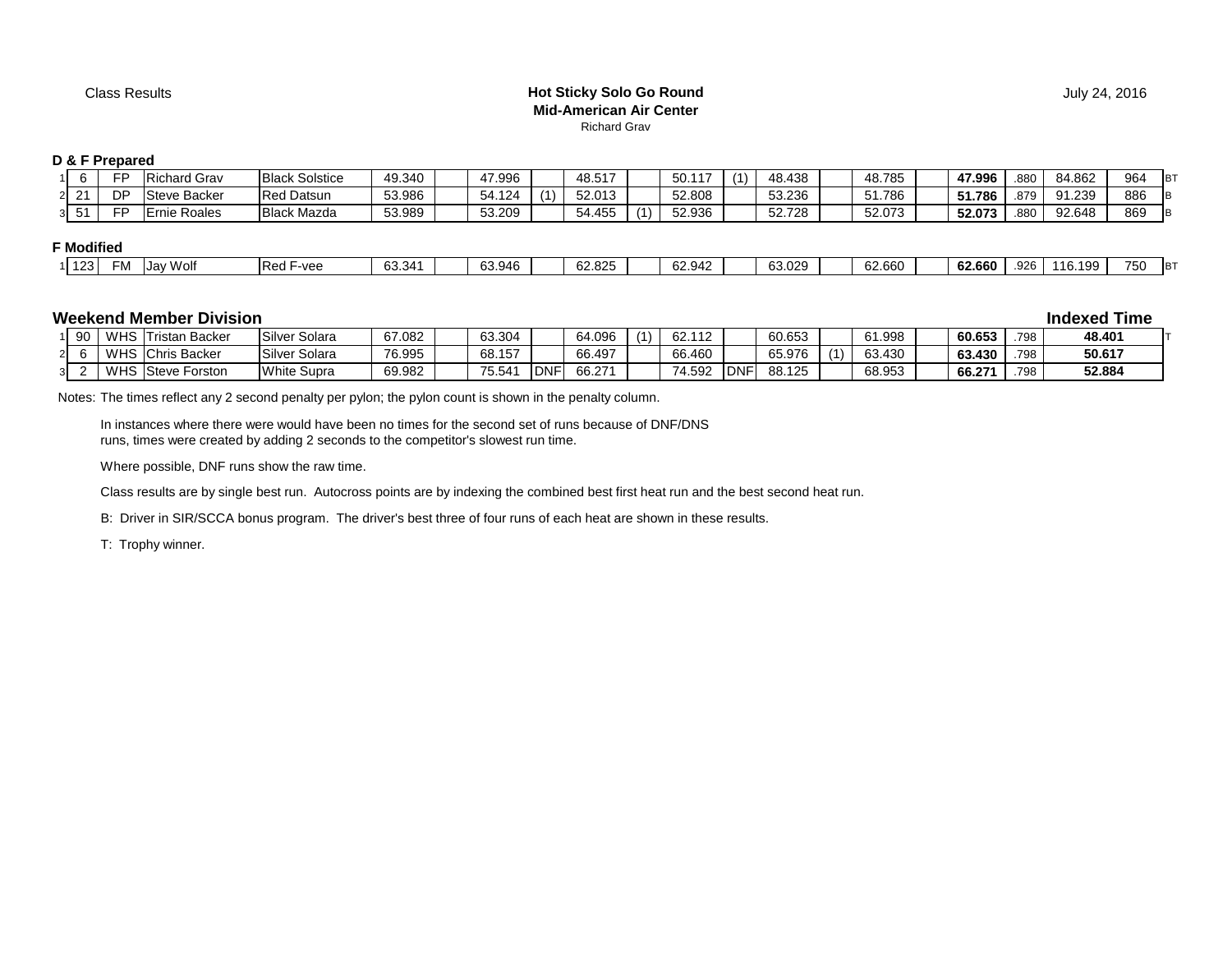Class Results

**Hot Sticky Solo Go Round**
**Mid-American Air Center**
Richard Grav

July 24, 2016

### D & F Prepared

| | | | | | | | | | | | | | | | | | | | | |
|---|---|---|---|---|---|---|---|---|---|---|---|---|---|---|---|---|---|---|---|---|
| 1 | 6 | FP | Richard Grav | Black Solstice | 49.340 | | 47.996 | | 48.517 | | 50.117 | (1) | 48.438 | | 48.785 | | **47.996** | .880 | 84.862 | 964 | BT |
| 2 | 21 | DP | Steve Backer | Red Datsun | 53.986 | | 54.124 | (1) | 52.013 | | 52.808 | | 53.236 | | 51.786 | | **51.786** | .879 | 91.239 | 886 | B |
| 3 | 51 | FP | Ernie Roales | Black Mazda | 53.989 | | 53.209 | | 54.455 | (1) | 52.936 | | 52.728 | | 52.073 | | **52.073** | .880 | 92.648 | 869 | B |

### F Modified

| | | | | | | | | | | | | | | | | | | | | |
|---|---|---|---|---|---|---|---|---|---|---|---|---|---|---|---|---|---|---|---|---|
| 1 | 123 | FM | Jay Wolf | Red F-vee | 63.341 | | 63.946 | | 62.825 | | 62.942 | | 63.029 | | 62.660 | | **62.660** | .926 | 116.199 | 750 | BT |

### Weekend Member Division

| | | | | | | | | | | | | | | | | | | | Indexed Time | |
|---|---|---|---|---|---|---|---|---|---|---|---|---|---|---|---|---|---|---|---|---|
| 1 | 90 | WHS | Tristan Backer | Silver Solara | 67.082 | | 63.304 | | 64.096 | (1) | 62.112 | | 60.653 | | 61.998 | | **60.653** | .798 | **48.401** | T |
| 2 | 6 | WHS | Chris Backer | Silver Solara | 76.995 | | 68.157 | | 66.497 | | 66.460 | | 65.976 | (1) | 63.430 | | **63.430** | .798 | **50.617** | |
| 3 | 2 | WHS | Steve Forston | White Supra | 69.982 | | 75.541 | DNF | 66.271 | | 74.592 | DNF | 88.125 | | 68.953 | | **66.271** | .798 | **52.884** | |

Notes: The times reflect any 2 second penalty per pylon; the pylon count is shown in the penalty column.

In instances where there were would have been no times for the second set of runs because of DNF/DNS runs, times were created by adding 2 seconds to the competitor's slowest run time.

Where possible, DNF runs show the raw time.

Class results are by single best run. Autocross points are by indexing the combined best first heat run and the best second heat run.

B: Driver in SIR/SCCA bonus program. The driver's best three of four runs of each heat are shown in these results.

T: Trophy winner.